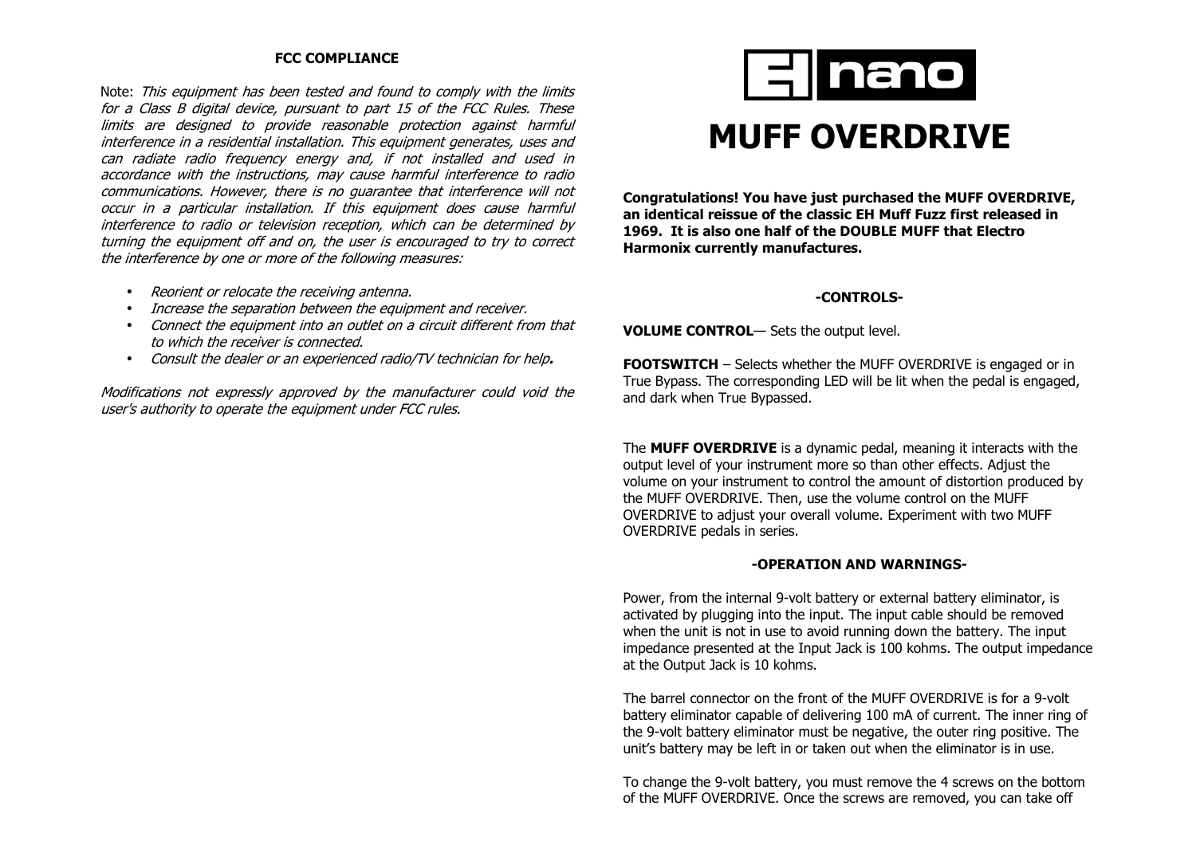## FCC COMPLIANCE

Note: *This equipment has been tested and found to comply with the limits for a Class B digital device, pursuant to part 15 of the FCC Rules. These limits are designed to provide reasonable protection against harmful interference in a residential installation. This equipment generates, uses and can radiate radio frequency energy and, if not installed and used in accordance with the instructions, may cause harmful interference to radio communications. However, there is no guarantee that interference will not occur in a particular installation. If this equipment does cause harmful interference to radio or television reception, which can be determined by turning the equipment off and on, the user is encouraged to try to correct the interference by one or more of the following measures:*

- *Reorient or relocate the receiving antenna.*
- *Increase the separation between the equipment and receiver.*
- *Connect the equipment into an outlet on a circuit different from that to which the receiver is connected.*
- *Consult the dealer or an experienced radio/TV technician for help.*

*Modifications not expressly approved by the manufacturer could void the user's authority to operate the equipment under FCC rules.*

EH nano

# MUFF OVERDRIVE

**Congratulations! You have just purchased the MUFF OVERDRIVE, an identical reissue of the classic EH Muff Fuzz first released in 1969. It is also one half of the DOUBLE MUFF that Electro Harmonix currently manufactures.**

## -CONTROLS-

**VOLUME CONTROL**— Sets the output level.

**FOOTSWITCH** – Selects whether the MUFF OVERDRIVE is engaged or in True Bypass. The corresponding LED will be lit when the pedal is engaged, and dark when True Bypassed.

The **MUFF OVERDRIVE** is a dynamic pedal, meaning it interacts with the output level of your instrument more so than other effects. Adjust the volume on your instrument to control the amount of distortion produced by the MUFF OVERDRIVE. Then, use the volume control on the MUFF OVERDRIVE to adjust your overall volume. Experiment with two MUFF OVERDRIVE pedals in series.

## -OPERATION AND WARNINGS-

Power, from the internal 9-volt battery or external battery eliminator, is activated by plugging into the input. The input cable should be removed when the unit is not in use to avoid running down the battery. The input impedance presented at the Input Jack is 100 kohms. The output impedance at the Output Jack is 10 kohms.

The barrel connector on the front of the MUFF OVERDRIVE is for a 9-volt battery eliminator capable of delivering 100 mA of current. The inner ring of the 9-volt battery eliminator must be negative, the outer ring positive. The unit's battery may be left in or taken out when the eliminator is in use.

To change the 9-volt battery, you must remove the 4 screws on the bottom of the MUFF OVERDRIVE. Once the screws are removed, you can take off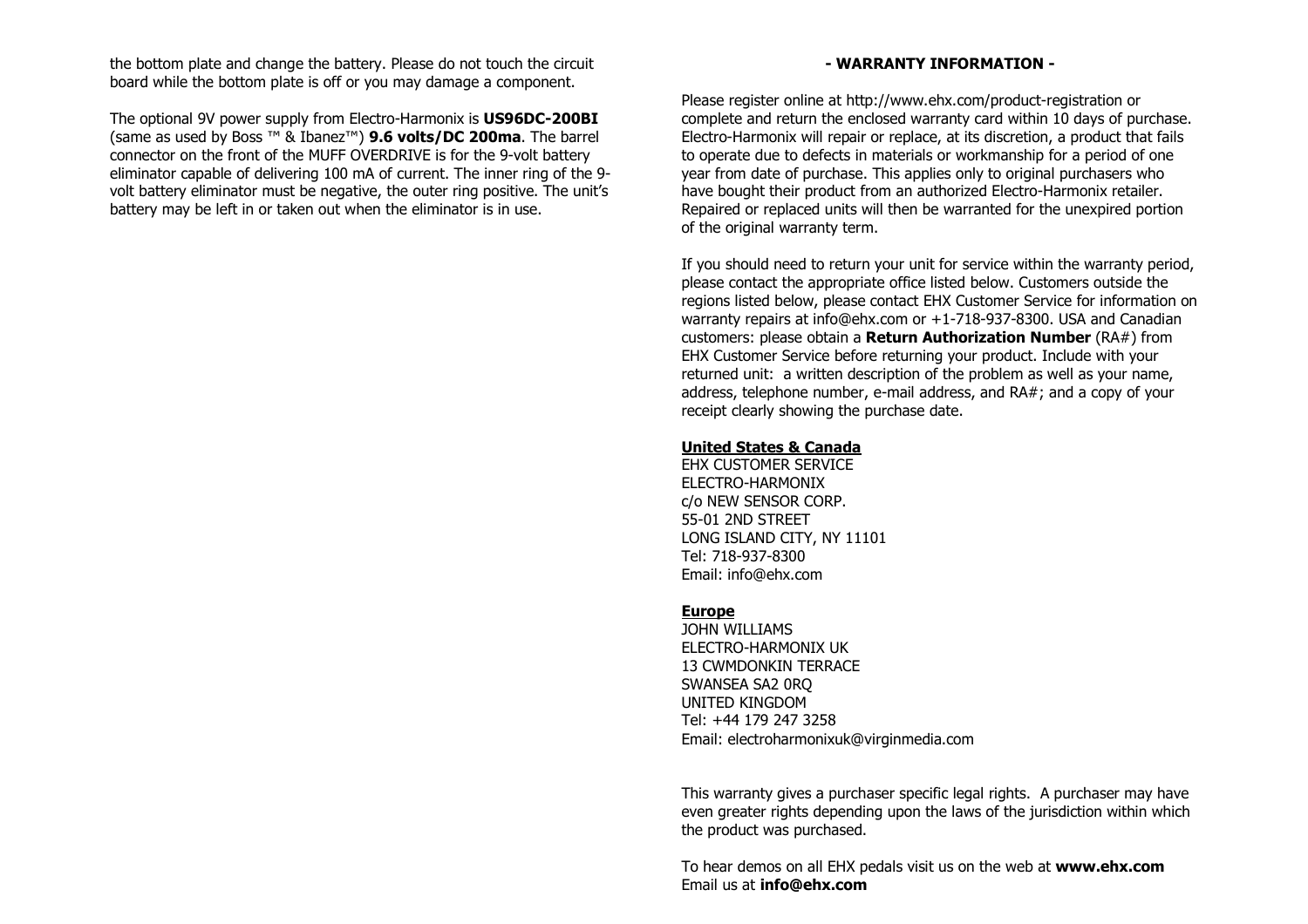the bottom plate and change the battery. Please do not touch the circuit board while the bottom plate is off or you may damage a component.

The optional 9V power supply from Electro-Harmonix is **US96DC-200BI** (same as used by Boss ™ & Ibanez™) **9.6 volts/DC 200ma**. The barrel connector on the front of the MUFF OVERDRIVE is for the 9-volt battery eliminator capable of delivering 100 mA of current. The inner ring of the 9-volt battery eliminator must be negative, the outer ring positive. The unit's battery may be left in or taken out when the eliminator is in use.

## - WARRANTY INFORMATION -

Please register online at http://www.ehx.com/product-registration or complete and return the enclosed warranty card within 10 days of purchase. Electro-Harmonix will repair or replace, at its discretion, a product that fails to operate due to defects in materials or workmanship for a period of one year from date of purchase. This applies only to original purchasers who have bought their product from an authorized Electro-Harmonix retailer. Repaired or replaced units will then be warranted for the unexpired portion of the original warranty term.

If you should need to return your unit for service within the warranty period, please contact the appropriate office listed below. Customers outside the regions listed below, please contact EHX Customer Service for information on warranty repairs at info@ehx.com or +1-718-937-8300. USA and Canadian customers: please obtain a **Return Authorization Number** (RA#) from EHX Customer Service before returning your product. Include with your returned unit: a written description of the problem as well as your name, address, telephone number, e-mail address, and RA#; and a copy of your receipt clearly showing the purchase date.

**United States & Canada**
EHX CUSTOMER SERVICE
ELECTRO-HARMONIX
c/o NEW SENSOR CORP.
55-01 2ND STREET
LONG ISLAND CITY, NY 11101
Tel: 718-937-8300
Email: info@ehx.com

**Europe**
JOHN WILLIAMS
ELECTRO-HARMONIX UK
13 CWMDONKIN TERRACE
SWANSEA SA2 0RQ
UNITED KINGDOM
Tel: +44 179 247 3258
Email: electroharmonixuk@virginmedia.com

This warranty gives a purchaser specific legal rights. A purchaser may have even greater rights depending upon the laws of the jurisdiction within which the product was purchased.

To hear demos on all EHX pedals visit us on the web at **www.ehx.com**
Email us at **info@ehx.com**